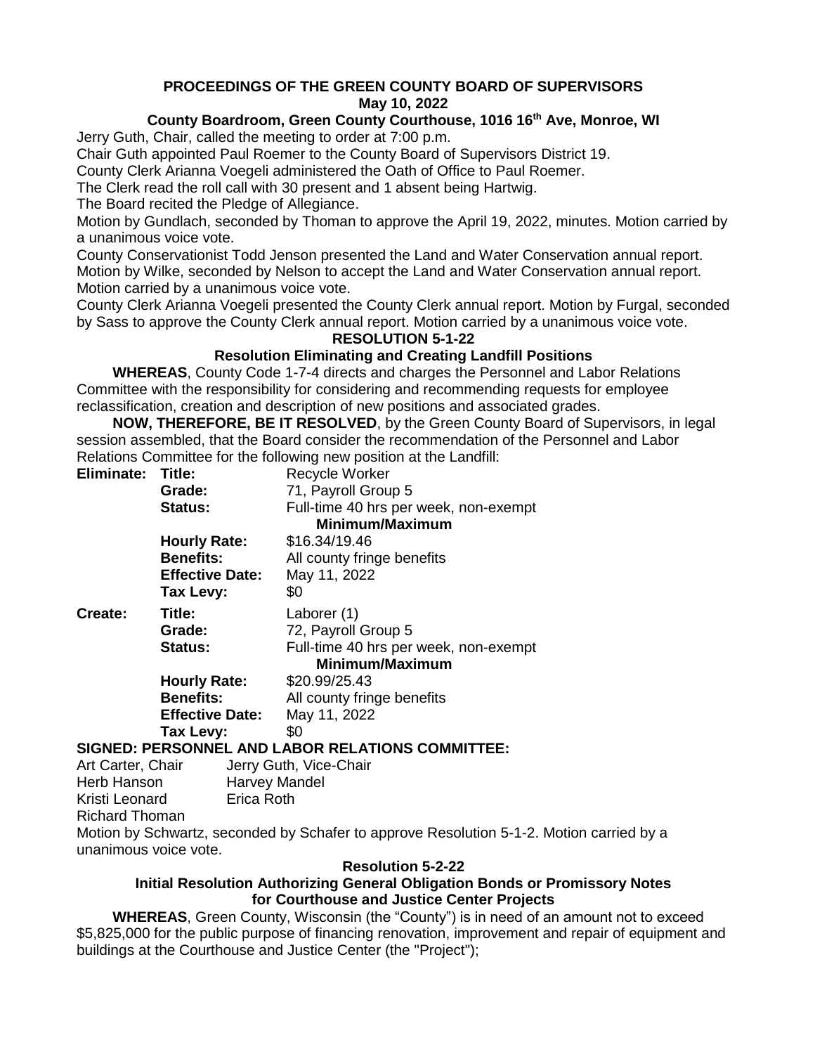# PROCEEDINGS OF THE GREEN COUNTY BOARD OF SUPERVISORS

**May 10, 2022**

**County Boardroom, Green County Courthouse, 1016 16th Ave, Monroe, WI**

Jerry Guth, Chair, called the meeting to order at 7:00 p.m.

Chair Guth appointed Paul Roemer to the County Board of Supervisors District 19.

County Clerk Arianna Voegeli administered the Oath of Office to Paul Roemer.

The Clerk read the roll call with 30 present and 1 absent being Hartwig.

The Board recited the Pledge of Allegiance.

Motion by Gundlach, seconded by Thoman to approve the April 19, 2022, minutes. Motion carried by a unanimous voice vote.

County Conservationist Todd Jenson presented the Land and Water Conservation annual report. Motion by Wilke, seconded by Nelson to accept the Land and Water Conservation annual report. Motion carried by a unanimous voice vote.

County Clerk Arianna Voegeli presented the County Clerk annual report. Motion by Furgal, seconded by Sass to approve the County Clerk annual report. Motion carried by a unanimous voice vote.

## RESOLUTION 5-1-22

### Resolution Eliminating and Creating Landfill Positions

**WHEREAS**, County Code 1-7-4 directs and charges the Personnel and Labor Relations Committee with the responsibility for considering and recommending requests for employee reclassification, creation and description of new positions and associated grades.

**NOW, THEREFORE, BE IT RESOLVED**, by the Green County Board of Supervisors, in legal session assembled, that the Board consider the recommendation of the Personnel and Labor Relations Committee for the following new position at the Landfill:

| | | |
|---|---|---|
| **Eliminate:** | **Title:** | Recycle Worker |
| | **Grade:** | 71, Payroll Group 5 |
| | **Status:** | Full-time 40 hrs per week, non-exempt |
| | | **Minimum/Maximum** |
| | **Hourly Rate:** | $16.34/19.46 |
| | **Benefits:** | All county fringe benefits |
| | **Effective Date:** | May 11, 2022 |
| | **Tax Levy:** | $0 |
| **Create:** | **Title:** | Laborer (1) |
| | **Grade:** | 72, Payroll Group 5 |
| | **Status:** | Full-time 40 hrs per week, non-exempt |
| | | **Minimum/Maximum** |
| | **Hourly Rate:** | $20.99/25.43 |
| | **Benefits:** | All county fringe benefits |
| | **Effective Date:** | May 11, 2022 |
| | **Tax Levy:** | $0 |

**SIGNED: PERSONNEL AND LABOR RELATIONS COMMITTEE:**

Art Carter, Chair — Jerry Guth, Vice-Chair
Herb Hanson — Harvey Mandel
Kristi Leonard — Erica Roth
Richard Thoman

Motion by Schwartz, seconded by Schafer to approve Resolution 5-1-2. Motion carried by a unanimous voice vote.

## Resolution 5-2-22

### Initial Resolution Authorizing General Obligation Bonds or Promissory Notes for Courthouse and Justice Center Projects

**WHEREAS**, Green County, Wisconsin (the "County") is in need of an amount not to exceed $5,825,000 for the public purpose of financing renovation, improvement and repair of equipment and buildings at the Courthouse and Justice Center (the "Project");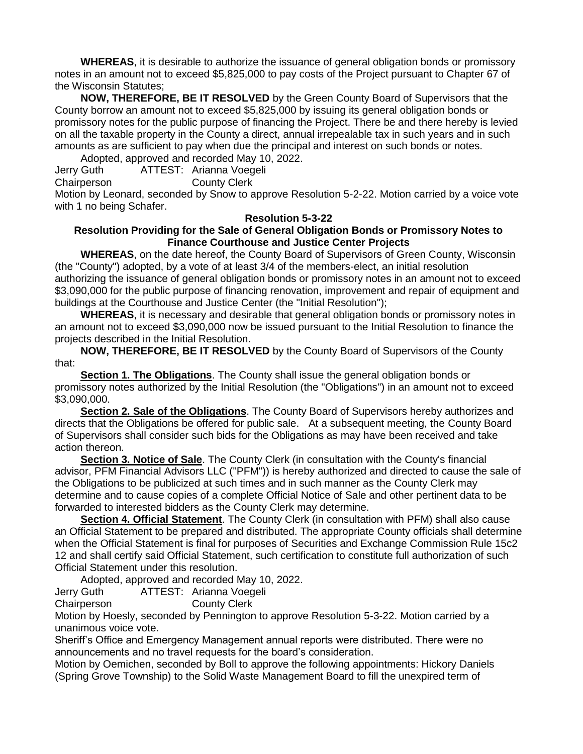**WHEREAS**, it is desirable to authorize the issuance of general obligation bonds or promissory notes in an amount not to exceed $5,825,000 to pay costs of the Project pursuant to Chapter 67 of the Wisconsin Statutes;

**NOW, THEREFORE, BE IT RESOLVED** by the Green County Board of Supervisors that the County borrow an amount not to exceed $5,825,000 by issuing its general obligation bonds or promissory notes for the public purpose of financing the Project. There be and there hereby is levied on all the taxable property in the County a direct, annual irrepealable tax in such years and in such amounts as are sufficient to pay when due the principal and interest on such bonds or notes.

Adopted, approved and recorded May 10, 2022.

Jerry Guth ATTEST: Arianna Voegeli
Chairperson County Clerk

Motion by Leonard, seconded by Snow to approve Resolution 5-2-22. Motion carried by a voice vote with 1 no being Schafer.

**Resolution 5-3-22**

**Resolution Providing for the Sale of General Obligation Bonds or Promissory Notes to Finance Courthouse and Justice Center Projects**

**WHEREAS**, on the date hereof, the County Board of Supervisors of Green County, Wisconsin (the "County") adopted, by a vote of at least 3/4 of the members-elect, an initial resolution authorizing the issuance of general obligation bonds or promissory notes in an amount not to exceed $3,090,000 for the public purpose of financing renovation, improvement and repair of equipment and buildings at the Courthouse and Justice Center (the "Initial Resolution");

**WHEREAS**, it is necessary and desirable that general obligation bonds or promissory notes in an amount not to exceed $3,090,000 now be issued pursuant to the Initial Resolution to finance the projects described in the Initial Resolution.

**NOW, THEREFORE, BE IT RESOLVED** by the County Board of Supervisors of the County that:

**Section 1. The Obligations**. The County shall issue the general obligation bonds or promissory notes authorized by the Initial Resolution (the "Obligations") in an amount not to exceed $3,090,000.

**Section 2. Sale of the Obligations**. The County Board of Supervisors hereby authorizes and directs that the Obligations be offered for public sale. At a subsequent meeting, the County Board of Supervisors shall consider such bids for the Obligations as may have been received and take action thereon.

**Section 3. Notice of Sale**. The County Clerk (in consultation with the County's financial advisor, PFM Financial Advisors LLC ("PFM")) is hereby authorized and directed to cause the sale of the Obligations to be publicized at such times and in such manner as the County Clerk may determine and to cause copies of a complete Official Notice of Sale and other pertinent data to be forwarded to interested bidders as the County Clerk may determine.

**Section 4. Official Statement**. The County Clerk (in consultation with PFM) shall also cause an Official Statement to be prepared and distributed. The appropriate County officials shall determine when the Official Statement is final for purposes of Securities and Exchange Commission Rule 15c2 12 and shall certify said Official Statement, such certification to constitute full authorization of such Official Statement under this resolution.

Adopted, approved and recorded May 10, 2022.

Jerry Guth ATTEST: Arianna Voegeli
Chairperson County Clerk

Motion by Hoesly, seconded by Pennington to approve Resolution 5-3-22. Motion carried by a unanimous voice vote.

Sheriff's Office and Emergency Management annual reports were distributed. There were no announcements and no travel requests for the board's consideration.

Motion by Oemichen, seconded by Boll to approve the following appointments: Hickory Daniels (Spring Grove Township) to the Solid Waste Management Board to fill the unexpired term of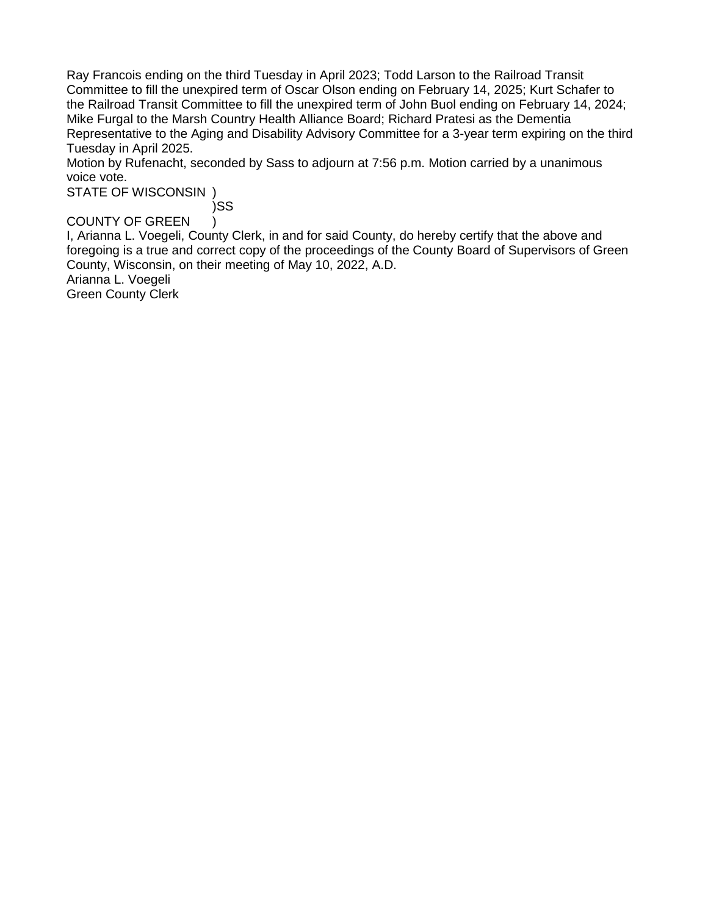Ray Francois ending on the third Tuesday in April 2023; Todd Larson to the Railroad Transit Committee to fill the unexpired term of Oscar Olson ending on February 14, 2025; Kurt Schafer to the Railroad Transit Committee to fill the unexpired term of John Buol ending on February 14, 2024; Mike Furgal to the Marsh Country Health Alliance Board; Richard Pratesi as the Dementia Representative to the Aging and Disability Advisory Committee for a 3-year term expiring on the third Tuesday in April 2025.

Motion by Rufenacht, seconded by Sass to adjourn at 7:56 p.m. Motion carried by a unanimous voice vote.

STATE OF WISCONSIN )
)SS
COUNTY OF GREEN )

I, Arianna L. Voegeli, County Clerk, in and for said County, do hereby certify that the above and foregoing is a true and correct copy of the proceedings of the County Board of Supervisors of Green County, Wisconsin, on their meeting of May 10, 2022, A.D.

Arianna L. Voegeli
Green County Clerk